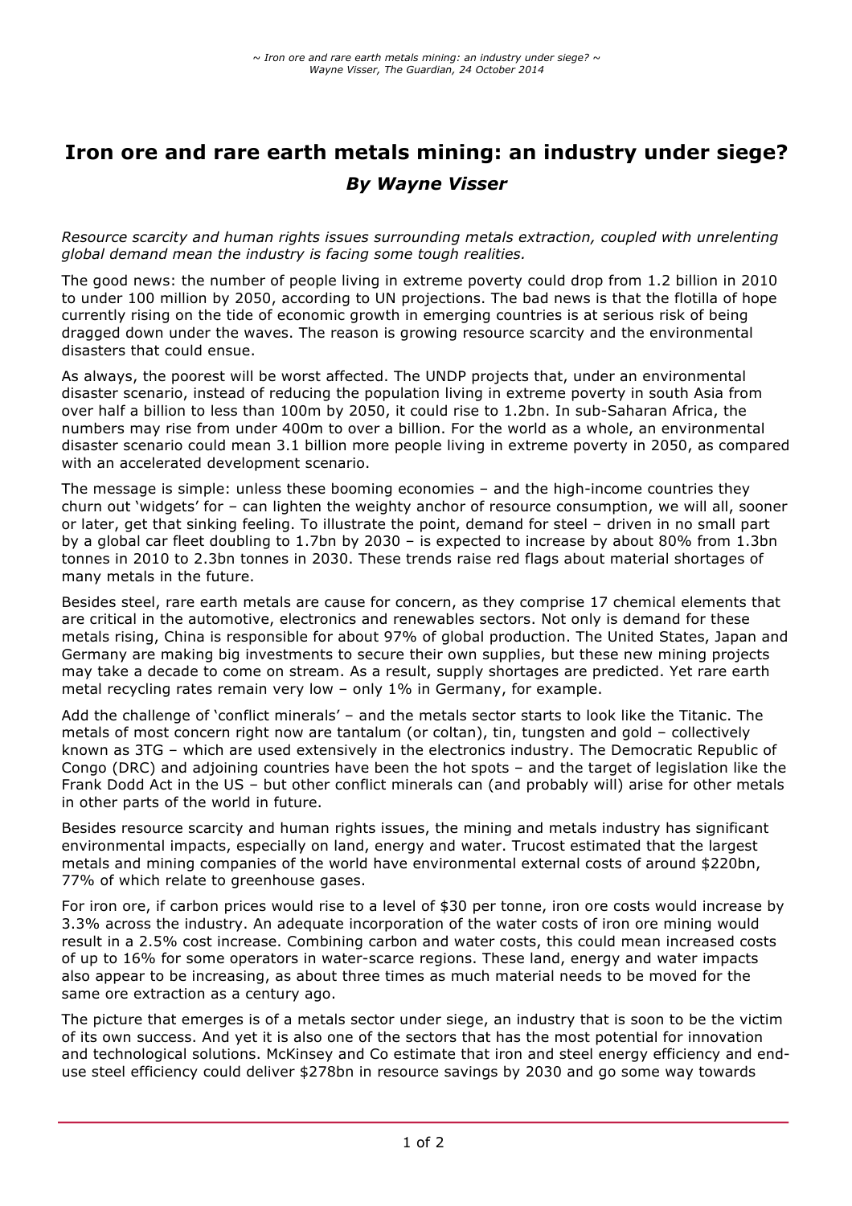# Iron ore and rare earth metals mining: an industry under siege?

## *By Wayne Visser*

*Resource scarcity and human rights issues surrounding metals extraction, coupled with unrelenting global demand mean the industry is facing some tough realities.*

The good news: the number of people living in extreme poverty could drop from 1.2 billion in 2010 to under 100 million by 2050, according to UN projections. The bad news is that the flotilla of hope currently rising on the tide of economic growth in emerging countries is at serious risk of being dragged down under the waves. The reason is growing resource scarcity and the environmental disasters that could ensue.

As always, the poorest will be worst affected. The UNDP projects that, under an environmental disaster scenario, instead of reducing the population living in extreme poverty in south Asia from over half a billion to less than 100m by 2050, it could rise to 1.2bn. In sub-Saharan Africa, the numbers may rise from under 400m to over a billion. For the world as a whole, an environmental disaster scenario could mean 3.1 billion more people living in extreme poverty in 2050, as compared with an accelerated development scenario.

The message is simple: unless these booming economies – and the high-income countries they churn out 'widgets' for – can lighten the weighty anchor of resource consumption, we will all, sooner or later, get that sinking feeling. To illustrate the point, demand for steel – driven in no small part by a global car fleet doubling to 1.7bn by 2030 – is expected to increase by about 80% from 1.3bn tonnes in 2010 to 2.3bn tonnes in 2030. These trends raise red flags about material shortages of many metals in the future.

Besides steel, rare earth metals are cause for concern, as they comprise 17 chemical elements that are critical in the automotive, electronics and renewables sectors. Not only is demand for these metals rising, China is responsible for about 97% of global production. The United States, Japan and Germany are making big investments to secure their own supplies, but these new mining projects may take a decade to come on stream. As a result, supply shortages are predicted. Yet rare earth metal recycling rates remain very low – only 1% in Germany, for example.

Add the challenge of 'conflict minerals' – and the metals sector starts to look like the Titanic. The metals of most concern right now are tantalum (or coltan), tin, tungsten and gold – collectively known as 3TG – which are used extensively in the electronics industry. The Democratic Republic of Congo (DRC) and adjoining countries have been the hot spots – and the target of legislation like the Frank Dodd Act in the US – but other conflict minerals can (and probably will) arise for other metals in other parts of the world in future.

Besides resource scarcity and human rights issues, the mining and metals industry has significant environmental impacts, especially on land, energy and water. Trucost estimated that the largest metals and mining companies of the world have environmental external costs of around $220bn, 77% of which relate to greenhouse gases.

For iron ore, if carbon prices would rise to a level of $30 per tonne, iron ore costs would increase by 3.3% across the industry. An adequate incorporation of the water costs of iron ore mining would result in a 2.5% cost increase. Combining carbon and water costs, this could mean increased costs of up to 16% for some operators in water-scarce regions. These land, energy and water impacts also appear to be increasing, as about three times as much material needs to be moved for the same ore extraction as a century ago.

The picture that emerges is of a metals sector under siege, an industry that is soon to be the victim of its own success. And yet it is also one of the sectors that has the most potential for innovation and technological solutions. McKinsey and Co estimate that iron and steel energy efficiency and end-use steel efficiency could deliver $278bn in resource savings by 2030 and go some way towards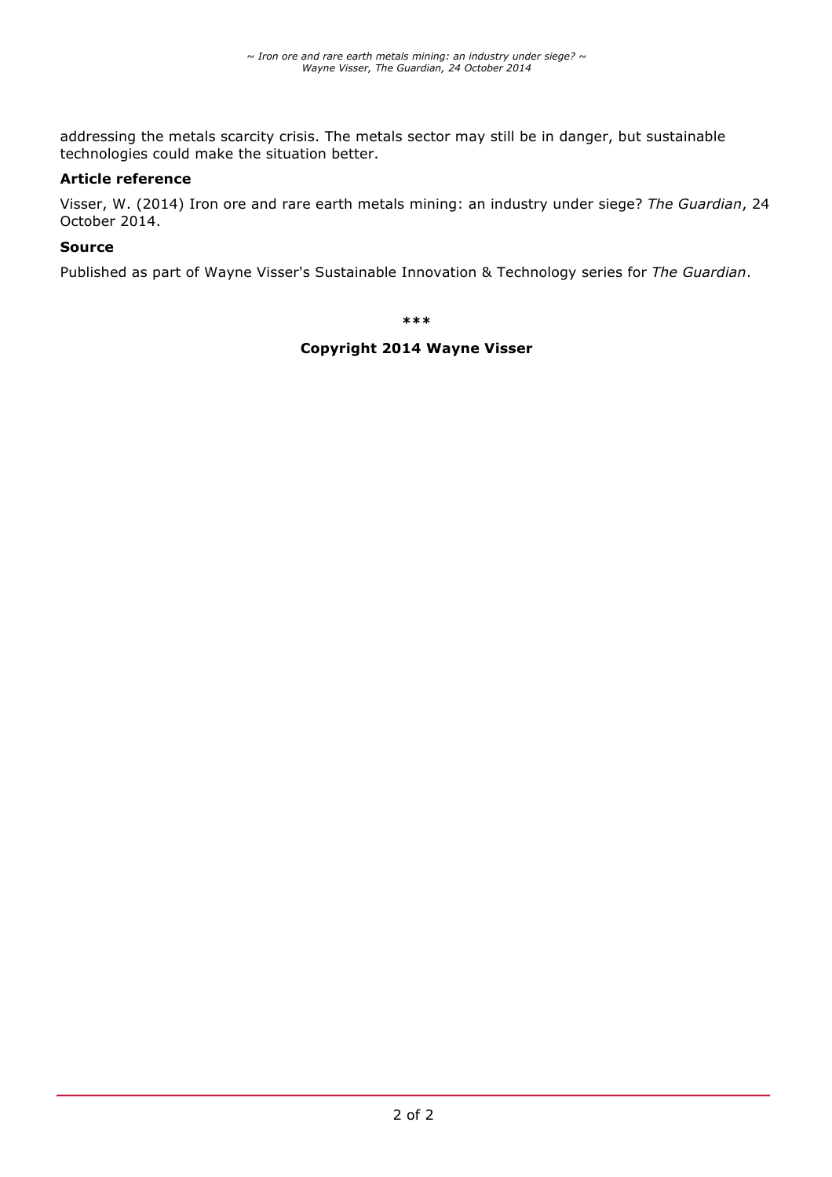addressing the metals scarcity crisis. The metals sector may still be in danger, but sustainable technologies could make the situation better.

### Article reference

Visser, W. (2014) Iron ore and rare earth metals mining: an industry under siege? *The Guardian*, 24 October 2014.

### Source

Published as part of Wayne Visser's Sustainable Innovation & Technology series for *The Guardian*.

**\*\*\***

**Copyright 2014 Wayne Visser**